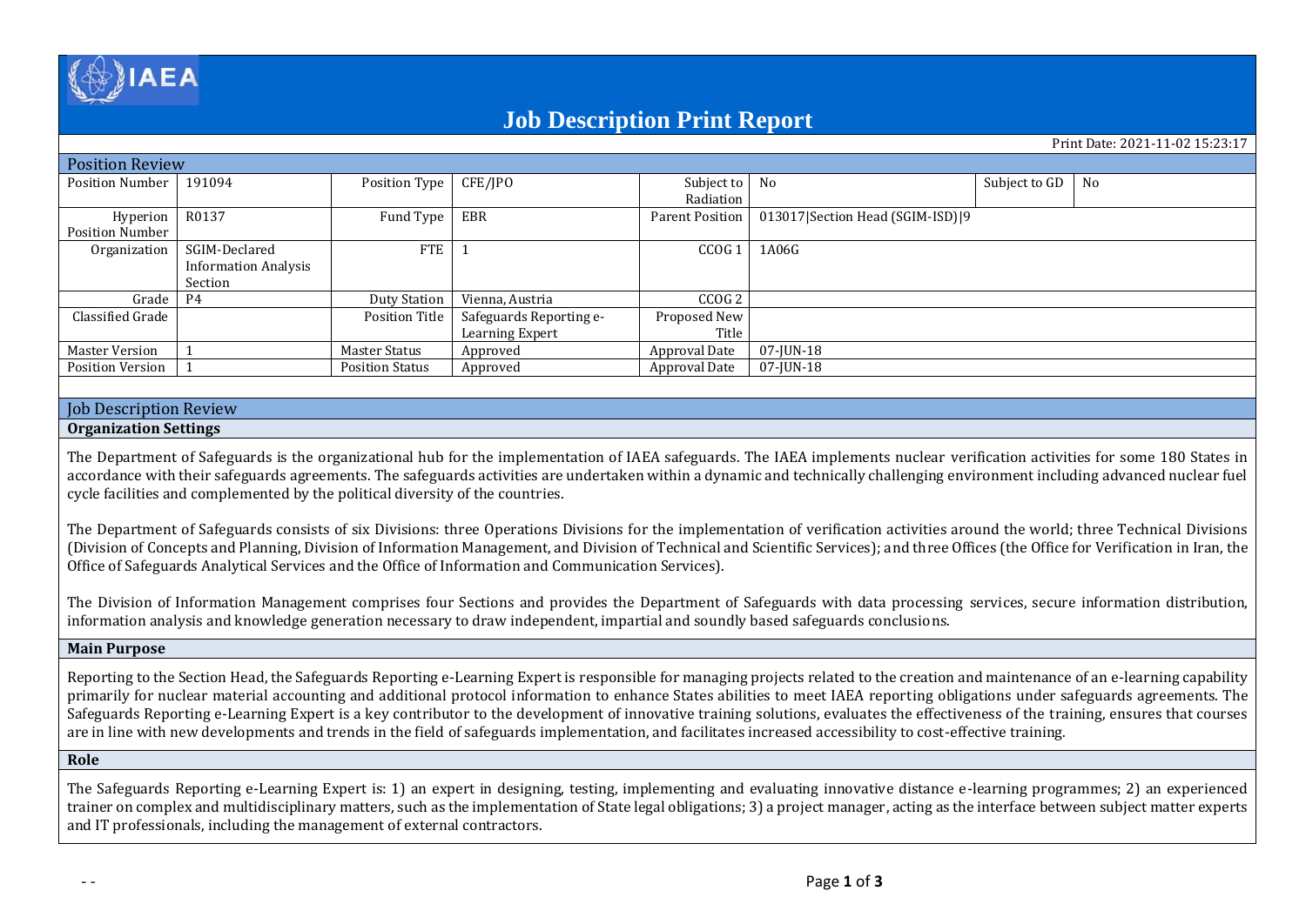# Job Description Print Report

Print Date: 2021-11-02 15:23:17

## Position Review

| Position Number | 191094 | Position Type | CFE/JPO | Subject to Radiation | No | Subject to GD | No |
|---|---|---|---|---|---|---|---|
| Hyperion Position Number | R0137 | Fund Type | EBR | Parent Position | 013017\|Section Head (SGIM-ISD)\|9 | | |
| Organization | SGIM-Declared Information Analysis Section | FTE | 1 | CCOG 1 | 1A06G | | |
| Grade | P4 | Duty Station | Vienna, Austria | CCOG 2 | | | |
| Classified Grade | | Position Title | Safeguards Reporting e-Learning Expert | Proposed New Title | | | |
| Master Version | 1 | Master Status | Approved | Approval Date | 07-JUN-18 | | |
| Position Version | 1 | Position Status | Approved | Approval Date | 07-JUN-18 | | |

## Job Description Review

### Organization Settings

The Department of Safeguards is the organizational hub for the implementation of IAEA safeguards. The IAEA implements nuclear verification activities for some 180 States in accordance with their safeguards agreements. The safeguards activities are undertaken within a dynamic and technically challenging environment including advanced nuclear fuel cycle facilities and complemented by the political diversity of the countries.

The Department of Safeguards consists of six Divisions: three Operations Divisions for the implementation of verification activities around the world; three Technical Divisions (Division of Concepts and Planning, Division of Information Management, and Division of Technical and Scientific Services); and three Offices (the Office for Verification in Iran, the Office of Safeguards Analytical Services and the Office of Information and Communication Services).

The Division of Information Management comprises four Sections and provides the Department of Safeguards with data processing services, secure information distribution, information analysis and knowledge generation necessary to draw independent, impartial and soundly based safeguards conclusions.

### Main Purpose

Reporting to the Section Head, the Safeguards Reporting e-Learning Expert is responsible for managing projects related to the creation and maintenance of an e-learning capability primarily for nuclear material accounting and additional protocol information to enhance States abilities to meet IAEA reporting obligations under safeguards agreements. The Safeguards Reporting e-Learning Expert is a key contributor to the development of innovative training solutions, evaluates the effectiveness of the training, ensures that courses are in line with new developments and trends in the field of safeguards implementation, and facilitates increased accessibility to cost-effective training.

### Role

The Safeguards Reporting e-Learning Expert is: 1) an expert in designing, testing, implementing and evaluating innovative distance e-learning programmes; 2) an experienced trainer on complex and multidisciplinary matters, such as the implementation of State legal obligations; 3) a project manager, acting as the interface between subject matter experts and IT professionals, including the management of external contractors.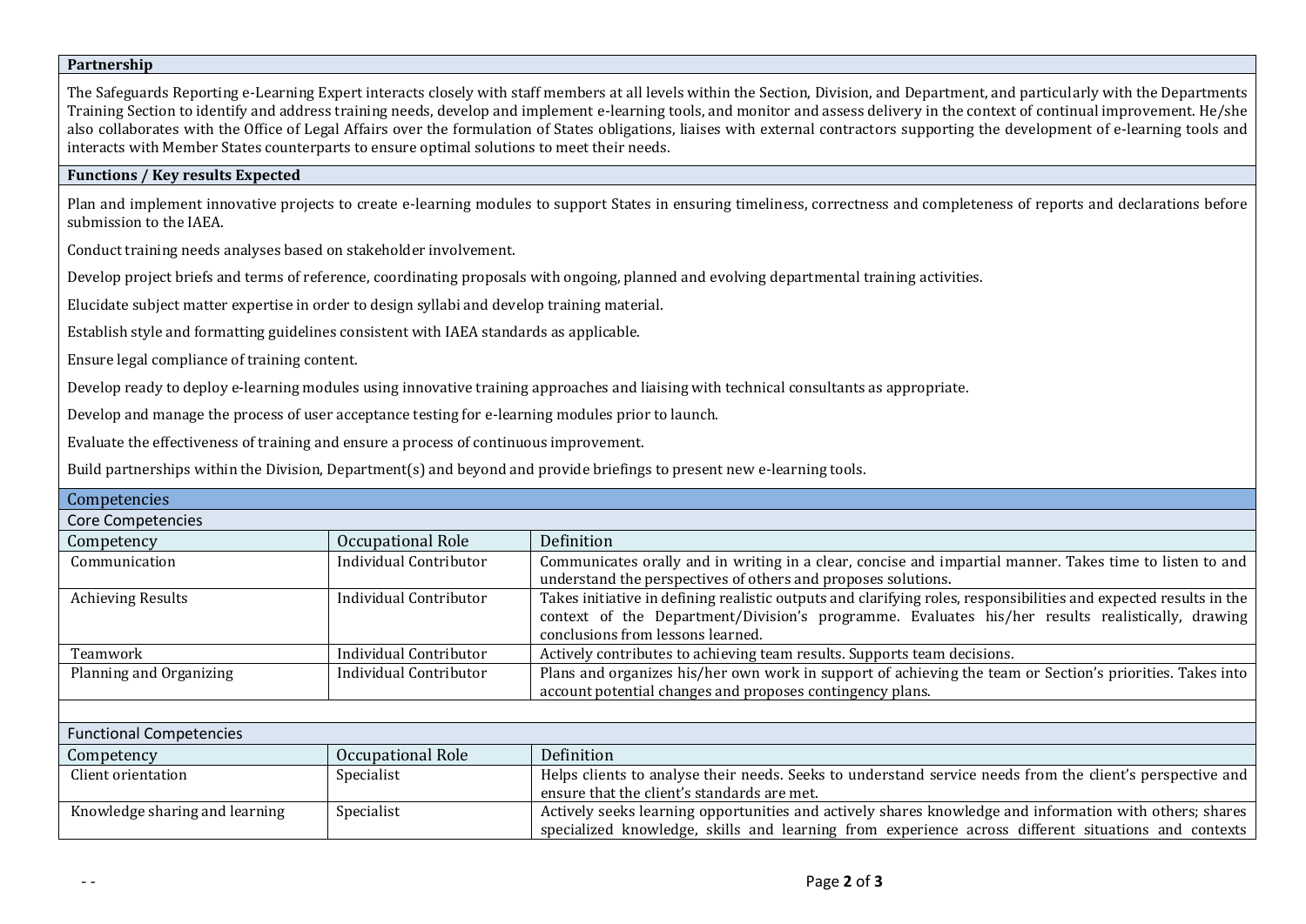## Partnership

The Safeguards Reporting e-Learning Expert interacts closely with staff members at all levels within the Section, Division, and Department, and particularly with the Departments Training Section to identify and address training needs, develop and implement e-learning tools, and monitor and assess delivery in the context of continual improvement. He/she also collaborates with the Office of Legal Affairs over the formulation of States obligations, liaises with external contractors supporting the development of e-learning tools and interacts with Member States counterparts to ensure optimal solutions to meet their needs.

## Functions / Key results Expected

Plan and implement innovative projects to create e-learning modules to support States in ensuring timeliness, correctness and completeness of reports and declarations before submission to the IAEA.

Conduct training needs analyses based on stakeholder involvement.

Develop project briefs and terms of reference, coordinating proposals with ongoing, planned and evolving departmental training activities.

Elucidate subject matter expertise in order to design syllabi and develop training material.

Establish style and formatting guidelines consistent with IAEA standards as applicable.

Ensure legal compliance of training content.

Develop ready to deploy e-learning modules using innovative training approaches and liaising with technical consultants as appropriate.

Develop and manage the process of user acceptance testing for e-learning modules prior to launch.

Evaluate the effectiveness of training and ensure a process of continuous improvement.

Build partnerships within the Division, Department(s) and beyond and provide briefings to present new e-learning tools.

## Competencies

### Core Competencies

| Competency | Occupational Role | Definition |
|---|---|---|
| Communication | Individual Contributor | Communicates orally and in writing in a clear, concise and impartial manner. Takes time to listen to and understand the perspectives of others and proposes solutions. |
| Achieving Results | Individual Contributor | Takes initiative in defining realistic outputs and clarifying roles, responsibilities and expected results in the context of the Department/Division's programme. Evaluates his/her results realistically, drawing conclusions from lessons learned. |
| Teamwork | Individual Contributor | Actively contributes to achieving team results. Supports team decisions. |
| Planning and Organizing | Individual Contributor | Plans and organizes his/her own work in support of achieving the team or Section's priorities. Takes into account potential changes and proposes contingency plans. |

### Functional Competencies

| Competency | Occupational Role | Definition |
|---|---|---|
| Client orientation | Specialist | Helps clients to analyse their needs. Seeks to understand service needs from the client's perspective and ensure that the client's standards are met. |
| Knowledge sharing and learning | Specialist | Actively seeks learning opportunities and actively shares knowledge and information with others; shares specialized knowledge, skills and learning from experience across different situations and contexts |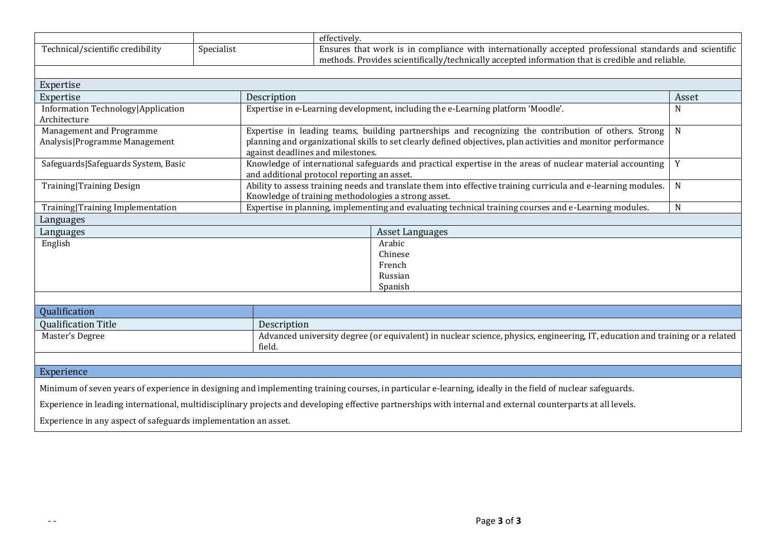| | | |
|---|---|---|
| | | effectively. |
| Technical/scientific credibility | Specialist | Ensures that work is in compliance with internationally accepted professional standards and scientific methods. Provides scientifically/technically accepted information that is credible and reliable. |

## Expertise

| Expertise | Description | Asset |
|---|---|---|
| Information Technology\|Application Architecture | Expertise in e-Learning development, including the e-Learning platform 'Moodle'. | N |
| Management and Programme Analysis\|Programme Management | Expertise in leading teams, building partnerships and recognizing the contribution of others. Strong planning and organizational skills to set clearly defined objectives, plan activities and monitor performance against deadlines and milestones. | N |
| Safeguards\|Safeguards System, Basic | Knowledge of international safeguards and practical expertise in the areas of nuclear material accounting and additional protocol reporting an asset. | Y |
| Training\|Training Design | Ability to assess training needs and translate them into effective training curricula and e-learning modules. Knowledge of training methodologies a strong asset. | N |
| Training\|Training Implementation | Expertise in planning, implementing and evaluating technical training courses and e-Learning modules. | N |

## Languages

| Languages | Asset Languages |
|---|---|
| English | Arabic<br>Chinese<br>French<br>Russian<br>Spanish |

## Qualification

| Qualification Title | Description |
|---|---|
| Master's Degree | Advanced university degree (or equivalent) in nuclear science, physics, engineering, IT, education and training or a related field. |

## Experience

Minimum of seven years of experience in designing and implementing training courses, in particular e-learning, ideally in the field of nuclear safeguards.

Experience in leading international, multidisciplinary projects and developing effective partnerships with internal and external counterparts at all levels.

Experience in any aspect of safeguards implementation an asset.